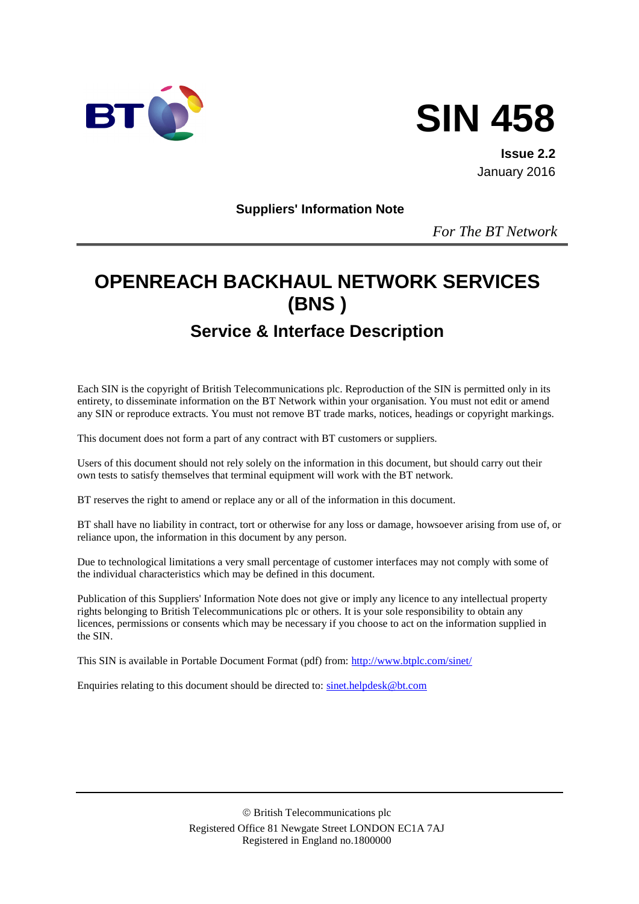BT

# SIN 458

**Issue 2.2**
January 2016

**Suppliers' Information Note**

*For The BT Network*

# OPENREACH BACKHAUL NETWORK SERVICES (BNS )

## Service & Interface Description

Each SIN is the copyright of British Telecommunications plc. Reproduction of the SIN is permitted only in its entirety, to disseminate information on the BT Network within your organisation. You must not edit or amend any SIN or reproduce extracts. You must not remove BT trade marks, notices, headings or copyright markings.

This document does not form a part of any contract with BT customers or suppliers.

Users of this document should not rely solely on the information in this document, but should carry out their own tests to satisfy themselves that terminal equipment will work with the BT network.

BT reserves the right to amend or replace any or all of the information in this document.

BT shall have no liability in contract, tort or otherwise for any loss or damage, howsoever arising from use of, or reliance upon, the information in this document by any person.

Due to technological limitations a very small percentage of customer interfaces may not comply with some of the individual characteristics which may be defined in this document.

Publication of this Suppliers' Information Note does not give or imply any licence to any intellectual property rights belonging to British Telecommunications plc or others. It is your sole responsibility to obtain any licences, permissions or consents which may be necessary if you choose to act on the information supplied in the SIN.

This SIN is available in Portable Document Format (pdf) from: http://www.btplc.com/sinet/

Enquiries relating to this document should be directed to: sinet.helpdesk@bt.com

© British Telecommunications plc
Registered Office 81 Newgate Street LONDON EC1A 7AJ
Registered in England no.1800000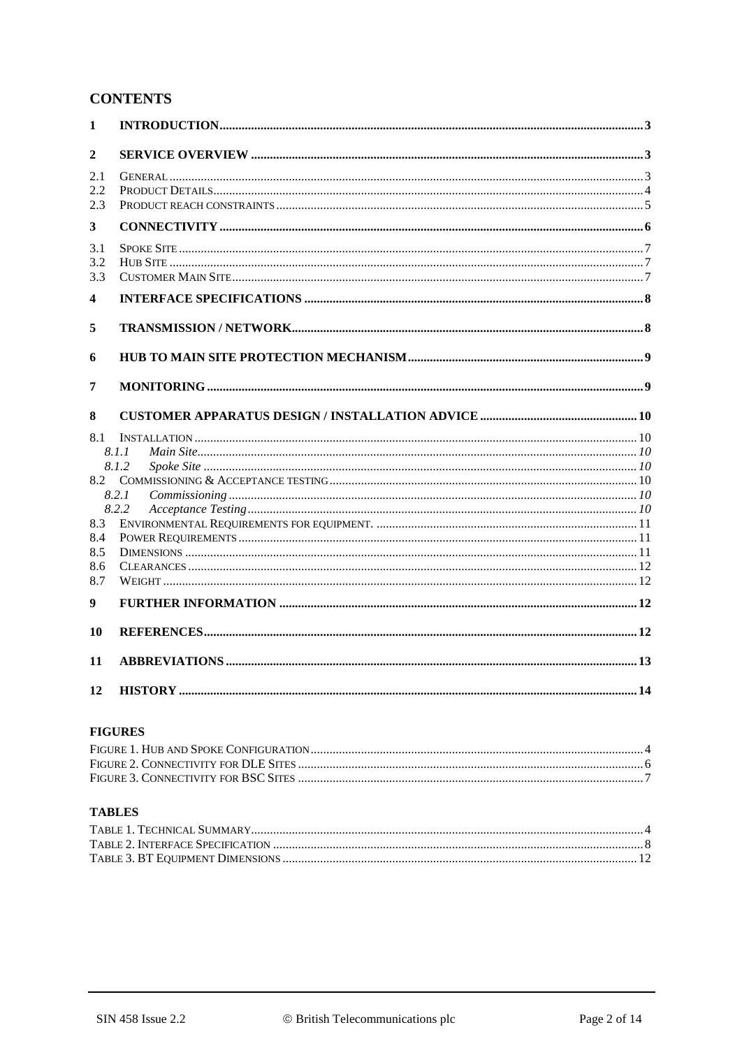## CONTENTS

| | | |
|---|---|---|
| **1** | **INTRODUCTION** | **3** |
| **2** | **SERVICE OVERVIEW** | **3** |
| 2.1 | GENERAL | 3 |
| 2.2 | PRODUCT DETAILS | 4 |
| 2.3 | PRODUCT REACH CONSTRAINTS | 5 |
| **3** | **CONNECTIVITY** | **6** |
| 3.1 | SPOKE SITE | 7 |
| 3.2 | HUB SITE | 7 |
| 3.3 | CUSTOMER MAIN SITE | 7 |
| **4** | **INTERFACE SPECIFICATIONS** | **8** |
| **5** | **TRANSMISSION / NETWORK** | **8** |
| **6** | **HUB TO MAIN SITE PROTECTION MECHANISM** | **9** |
| **7** | **MONITORING** | **9** |
| **8** | **CUSTOMER APPARATUS DESIGN / INSTALLATION ADVICE** | **10** |
| 8.1 | INSTALLATION | 10 |
| *8.1.1* | *Main Site* | *10* |
| *8.1.2* | *Spoke Site* | *10* |
| 8.2 | COMMISSIONING & ACCEPTANCE TESTING | 10 |
| *8.2.1* | *Commissioning* | *10* |
| *8.2.2* | *Acceptance Testing* | *10* |
| 8.3 | ENVIRONMENTAL REQUIREMENTS FOR EQUIPMENT. | 11 |
| 8.4 | POWER REQUIREMENTS | 11 |
| 8.5 | DIMENSIONS | 11 |
| 8.6 | CLEARANCES | 12 |
| 8.7 | WEIGHT | 12 |
| **9** | **FURTHER INFORMATION** | **12** |
| **10** | **REFERENCES** | **12** |
| **11** | **ABBREVIATIONS** | **13** |
| **12** | **HISTORY** | **14** |

### FIGURES

| | |
|---|---|
| FIGURE 1. HUB AND SPOKE CONFIGURATION | 4 |
| FIGURE 2. CONNECTIVITY FOR DLE SITES | 6 |
| FIGURE 3. CONNECTIVITY FOR BSC SITES | 7 |

### TABLES

| | |
|---|---|
| TABLE 1. TECHNICAL SUMMARY | 4 |
| TABLE 2. INTERFACE SPECIFICATION | 8 |
| TABLE 3. BT EQUIPMENT DIMENSIONS | 12 |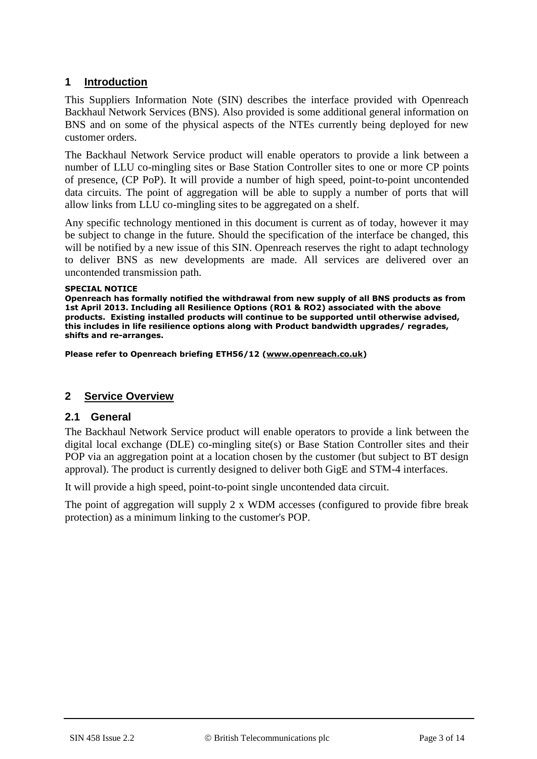# 1 Introduction

This Suppliers Information Note (SIN) describes the interface provided with Openreach Backhaul Network Services (BNS). Also provided is some additional general information on BNS and on some of the physical aspects of the NTEs currently being deployed for new customer orders.

The Backhaul Network Service product will enable operators to provide a link between a number of LLU co-mingling sites or Base Station Controller sites to one or more CP points of presence, (CP PoP). It will provide a number of high speed, point-to-point uncontended data circuits. The point of aggregation will be able to supply a number of ports that will allow links from LLU co-mingling sites to be aggregated on a shelf.

Any specific technology mentioned in this document is current as of today, however it may be subject to change in the future. Should the specification of the interface be changed, this will be notified by a new issue of this SIN. Openreach reserves the right to adapt technology to deliver BNS as new developments are made. All services are delivered over an uncontended transmission path.

**SPECIAL NOTICE**

**Openreach has formally notified the withdrawal from new supply of all BNS products as from 1st April 2013. Including all Resilience Options (RO1 & RO2) associated with the above products. Existing installed products will continue to be supported until otherwise advised, this includes in life resilience options along with Product bandwidth upgrades/ regrades, shifts and re-arranges.**

**Please refer to Openreach briefing ETH56/12 (www.openreach.co.uk)**

# 2 Service Overview

## 2.1 General

The Backhaul Network Service product will enable operators to provide a link between the digital local exchange (DLE) co-mingling site(s) or Base Station Controller sites and their POP via an aggregation point at a location chosen by the customer (but subject to BT design approval). The product is currently designed to deliver both GigE and STM-4 interfaces.

It will provide a high speed, point-to-point single uncontended data circuit.

The point of aggregation will supply 2 x WDM accesses (configured to provide fibre break protection) as a minimum linking to the customer's POP.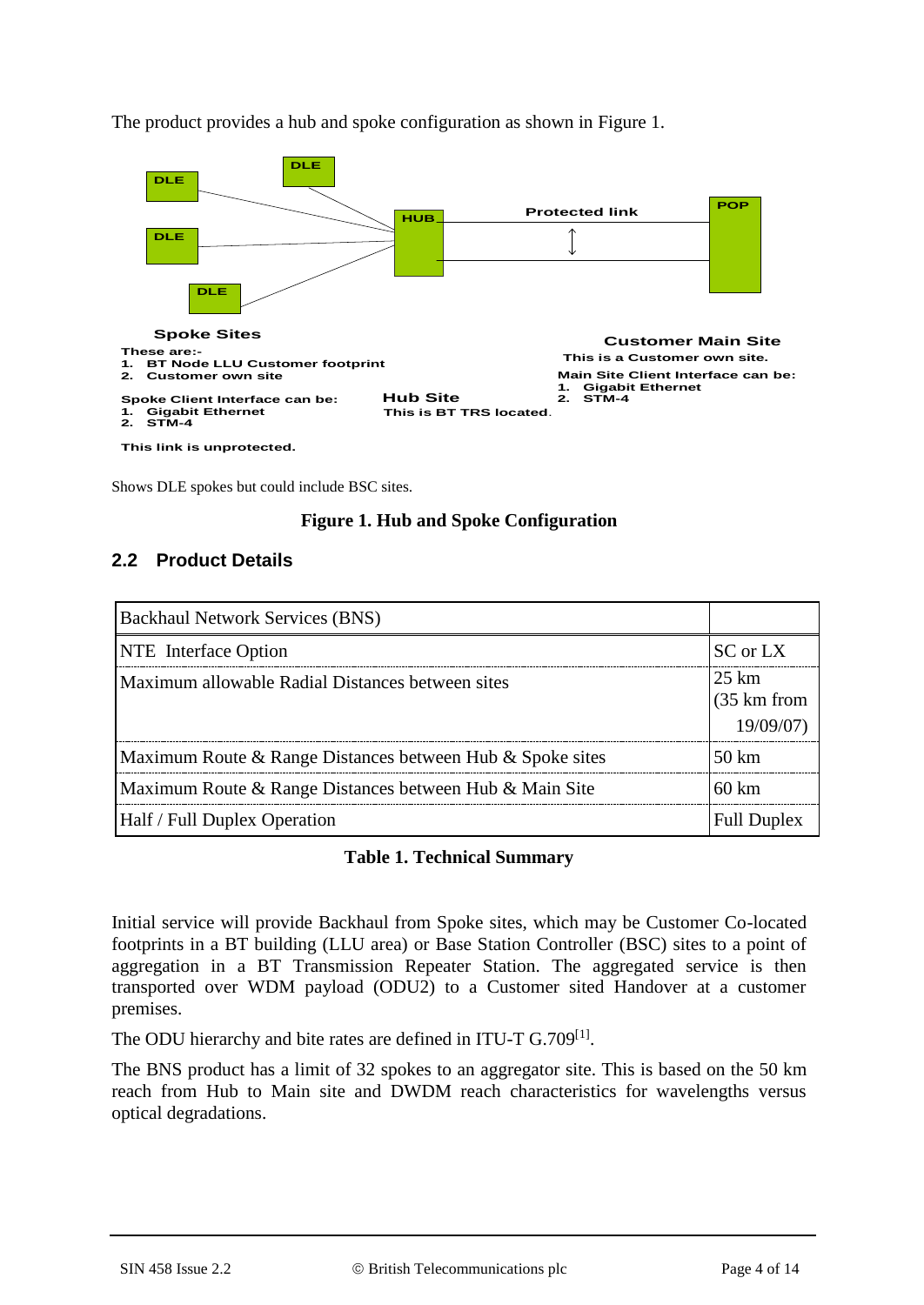The product provides a hub and spoke configuration as shown in Figure 1.

DLE DLE DLE DLE HUB POP

Protected link

**Spoke Sites**

**These are:-**
1. **BT Node LLU Customer footprint**
2. **Customer own site**

**Spoke Client Interface can be:**
1. **Gigabit Ethernet**
2. **STM-4**

**This link is unprotected.**

**Hub Site**
**This is BT TRS located.**

**Customer Main Site**
**This is a Customer own site.**

**Main Site Client Interface can be:**
1. **Gigabit Ethernet**
2. **STM-4**

Shows DLE spokes but could include BSC sites.

**Figure 1. Hub and Spoke Configuration**

## 2.2 Product Details

| Backhaul Network Services (BNS) | |
|---|---|
| NTE Interface Option | SC or LX |
| Maximum allowable Radial Distances between sites | 25 km (35 km from 19/09/07) |
| Maximum Route & Range Distances between Hub & Spoke sites | 50 km |
| Maximum Route & Range Distances between Hub & Main Site | 60 km |
| Half / Full Duplex Operation | Full Duplex |

**Table 1. Technical Summary**

Initial service will provide Backhaul from Spoke sites, which may be Customer Co-located footprints in a BT building (LLU area) or Base Station Controller (BSC) sites to a point of aggregation in a BT Transmission Repeater Station. The aggregated service is then transported over WDM payload (ODU2) to a Customer sited Handover at a customer premises.

The ODU hierarchy and bite rates are defined in ITU-T G.709[1].

The BNS product has a limit of 32 spokes to an aggregator site. This is based on the 50 km reach from Hub to Main site and DWDM reach characteristics for wavelengths versus optical degradations.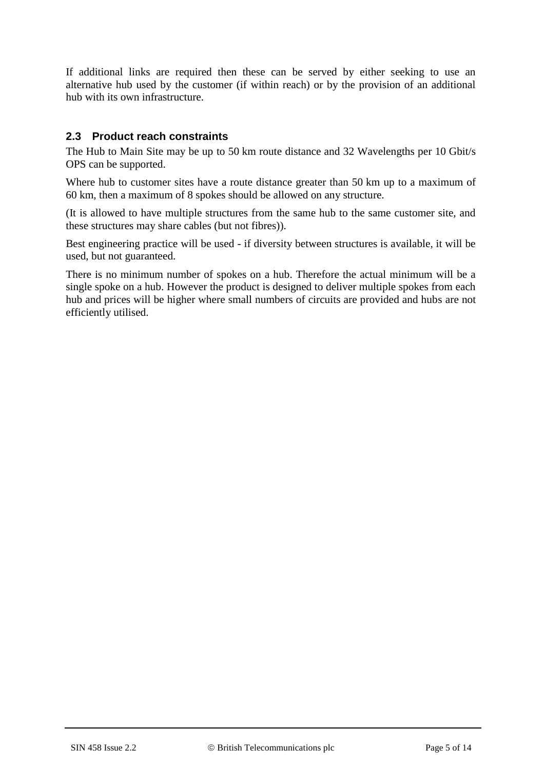If additional links are required then these can be served by either seeking to use an alternative hub used by the customer (if within reach) or by the provision of an additional hub with its own infrastructure.

## 2.3 Product reach constraints

The Hub to Main Site may be up to 50 km route distance and 32 Wavelengths per 10 Gbit/s OPS can be supported.

Where hub to customer sites have a route distance greater than 50 km up to a maximum of 60 km, then a maximum of 8 spokes should be allowed on any structure.

(It is allowed to have multiple structures from the same hub to the same customer site, and these structures may share cables (but not fibres)).

Best engineering practice will be used - if diversity between structures is available, it will be used, but not guaranteed.

There is no minimum number of spokes on a hub. Therefore the actual minimum will be a single spoke on a hub. However the product is designed to deliver multiple spokes from each hub and prices will be higher where small numbers of circuits are provided and hubs are not efficiently utilised.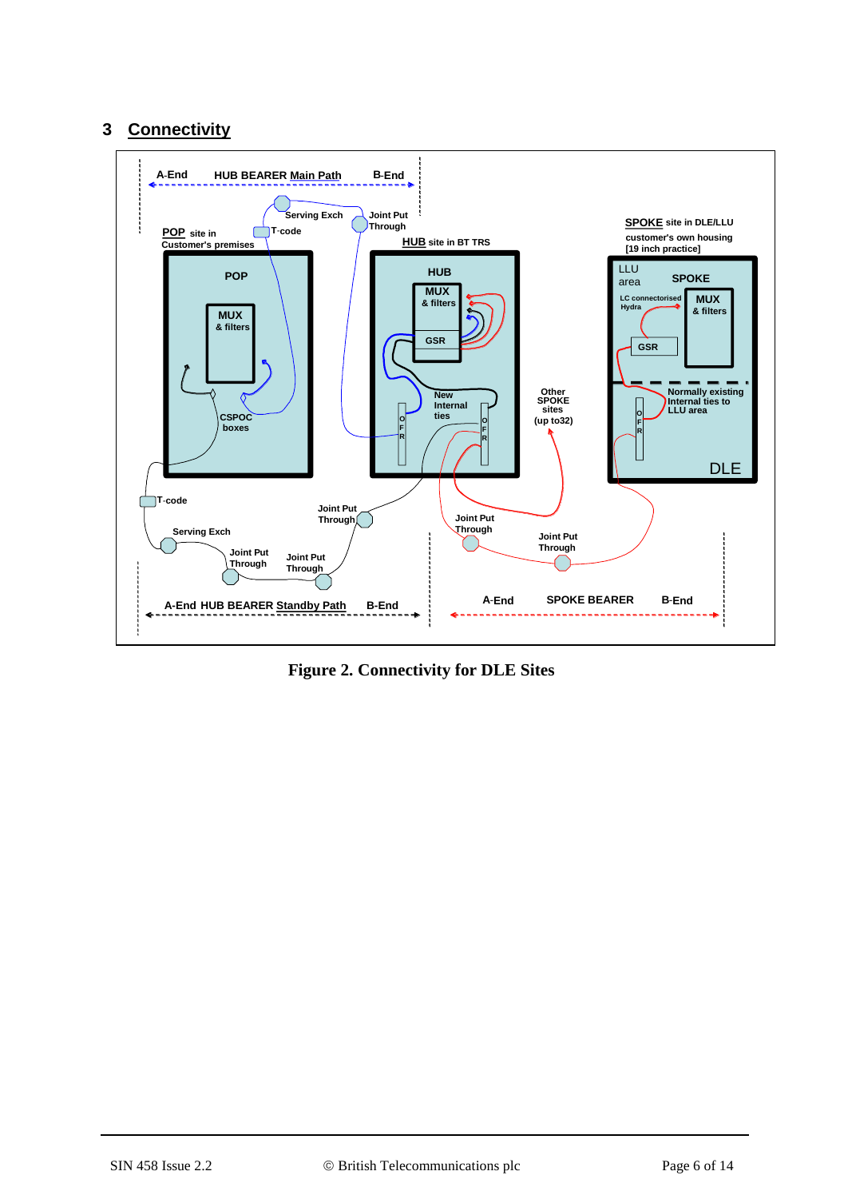## 3 Connectivity

A-End HUB BEARER Main Path B-End

Serving Exch

T-code

Joint Put Through

POP site in Customer's premises

HUB site in BT TRS

SPOKE site in DLE/LLU customer's own housing [19 inch practice]

POP

MUX & filters

CSPOC boxes

HUB

MUX & filters

GSR

New Internal ties

O F R

O F R

Other SPOKE sites (up to32)

LLU area

SPOKE

LC connectorised Hydra

MUX & filters

GSR

Normally existing Internal ties to LLU area

O F R

DLE

T-code

Serving Exch

Joint Put Through

Joint Put Through

Joint Put Through

Joint Put Through

Joint Put Through

A-End HUB BEARER Standby Path B-End

A-End SPOKE BEARER B-End

**Figure 2. Connectivity for DLE Sites**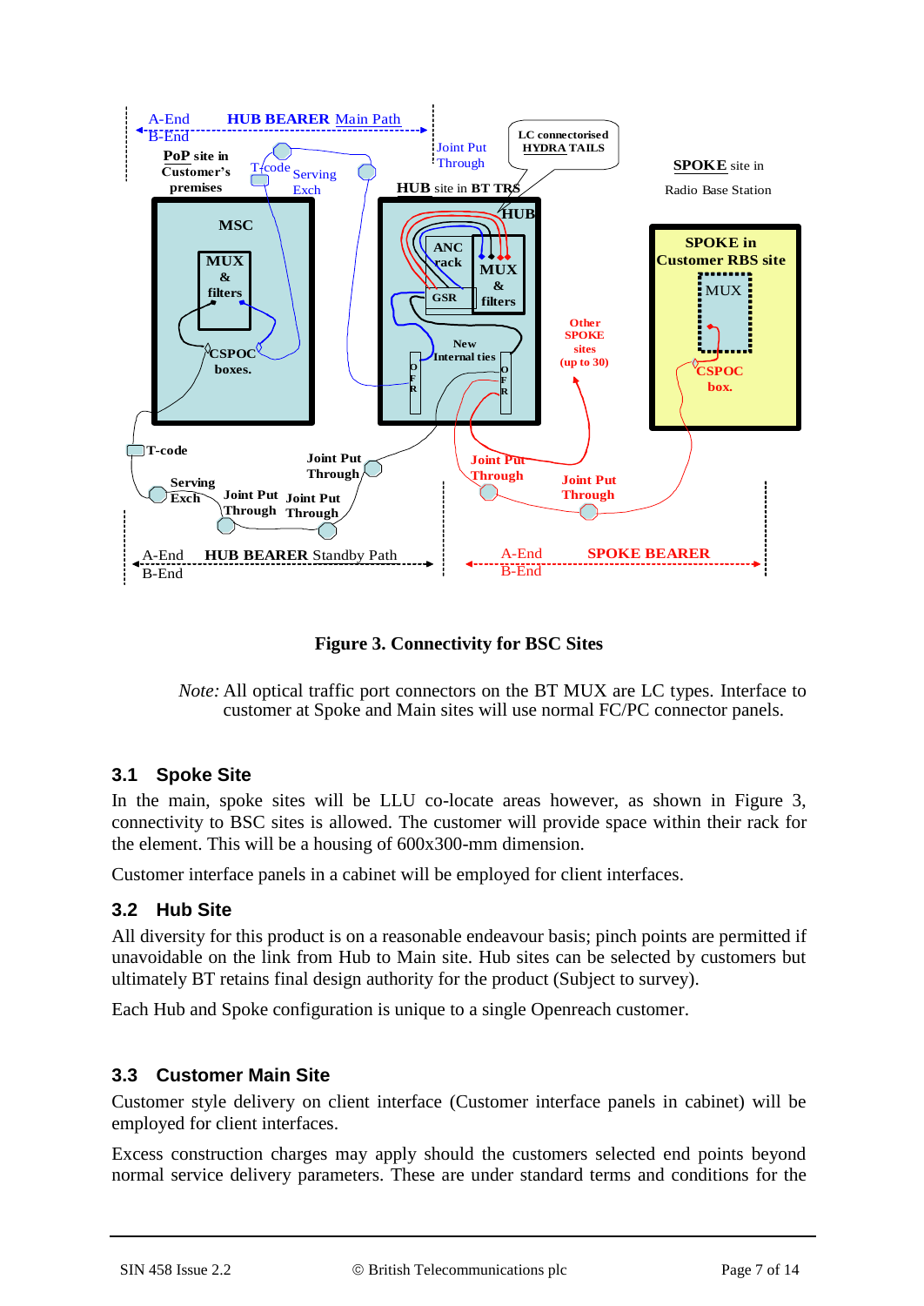A-End
B-End
HUB BEARER Main Path
PoP site in Customer's premises
T-code
Serving Exch
Joint Put Through
LC connectorised HYDRA TAILS
HUB site in BT TRS
SPOKE site in Radio Base Station
MSC
MUX & filters
CSPOC boxes.
HUB
ANC rack
GSR
MUX & filters
New Internal ties
OFR
OFR
Other SPOKE sites (up to 30)
SPOKE in Customer RBS site
MUX
CSPOC box.
T-code
Joint Put Through
Serving Exch
Joint Put Through
Joint Put Through
Joint Put Through
Joint Put Through
A-End
B-End
HUB BEARER Standby Path
A-End
B-End
SPOKE BEARER

**Figure 3. Connectivity for BSC Sites**

*Note:* All optical traffic port connectors on the BT MUX are LC types. Interface to customer at Spoke and Main sites will use normal FC/PC connector panels.

## 3.1 Spoke Site

In the main, spoke sites will be LLU co-locate areas however, as shown in Figure 3, connectivity to BSC sites is allowed. The customer will provide space within their rack for the element. This will be a housing of 600x300-mm dimension.

Customer interface panels in a cabinet will be employed for client interfaces.

## 3.2 Hub Site

All diversity for this product is on a reasonable endeavour basis; pinch points are permitted if unavoidable on the link from Hub to Main site. Hub sites can be selected by customers but ultimately BT retains final design authority for the product (Subject to survey).

Each Hub and Spoke configuration is unique to a single Openreach customer.

## 3.3 Customer Main Site

Customer style delivery on client interface (Customer interface panels in cabinet) will be employed for client interfaces.

Excess construction charges may apply should the customers selected end points beyond normal service delivery parameters. These are under standard terms and conditions for the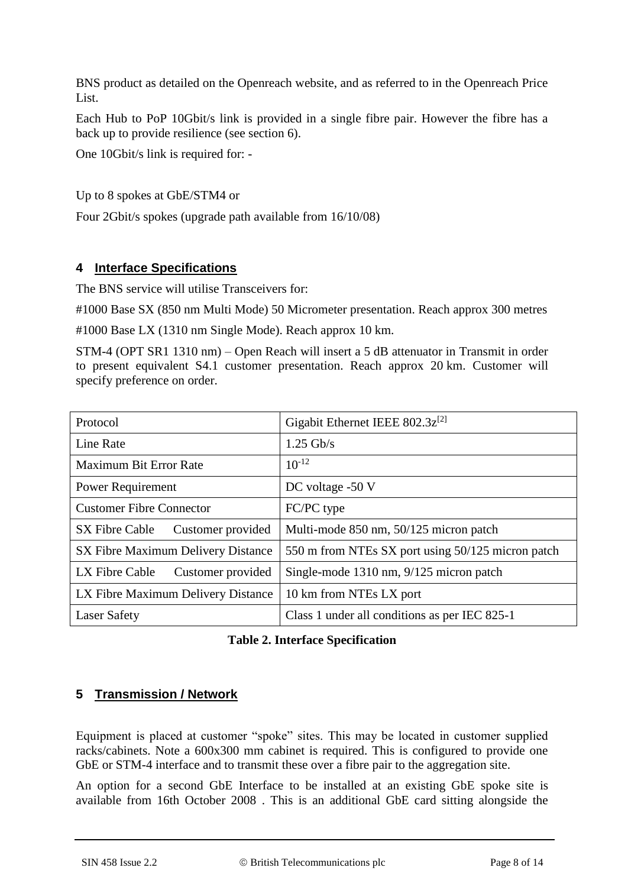BNS product as detailed on the Openreach website, and as referred to in the Openreach Price List.

Each Hub to PoP 10Gbit/s link is provided in a single fibre pair. However the fibre has a back up to provide resilience (see section 6).

One 10Gbit/s link is required for: -

Up to 8 spokes at GbE/STM4 or

Four 2Gbit/s spokes (upgrade path available from 16/10/08)

## 4 Interface Specifications

The BNS service will utilise Transceivers for:

#1000 Base SX (850 nm Multi Mode) 50 Micrometer presentation. Reach approx 300 metres

#1000 Base LX (1310 nm Single Mode). Reach approx 10 km.

STM-4 (OPT SR1 1310 nm) – Open Reach will insert a 5 dB attenuator in Transmit in order to present equivalent S4.1 customer presentation. Reach approx 20 km. Customer will specify preference on order.

| | |
|---|---|
| Protocol | Gigabit Ethernet IEEE 802.3z[2] |
| Line Rate | 1.25 Gb/s |
| Maximum Bit Error Rate | $10^{-12}$ |
| Power Requirement | DC voltage -50 V |
| Customer Fibre Connector | FC/PC type |
| SX Fibre Cable Customer provided | Multi-mode 850 nm, 50/125 micron patch |
| SX Fibre Maximum Delivery Distance | 550 m from NTEs SX port using 50/125 micron patch |
| LX Fibre Cable Customer provided | Single-mode 1310 nm, 9/125 micron patch |
| LX Fibre Maximum Delivery Distance | 10 km from NTEs LX port |
| Laser Safety | Class 1 under all conditions as per IEC 825-1 |

**Table 2. Interface Specification**

## 5 Transmission / Network

Equipment is placed at customer "spoke" sites. This may be located in customer supplied racks/cabinets. Note a 600x300 mm cabinet is required. This is configured to provide one GbE or STM-4 interface and to transmit these over a fibre pair to the aggregation site.

An option for a second GbE Interface to be installed at an existing GbE spoke site is available from 16th October 2008 . This is an additional GbE card sitting alongside the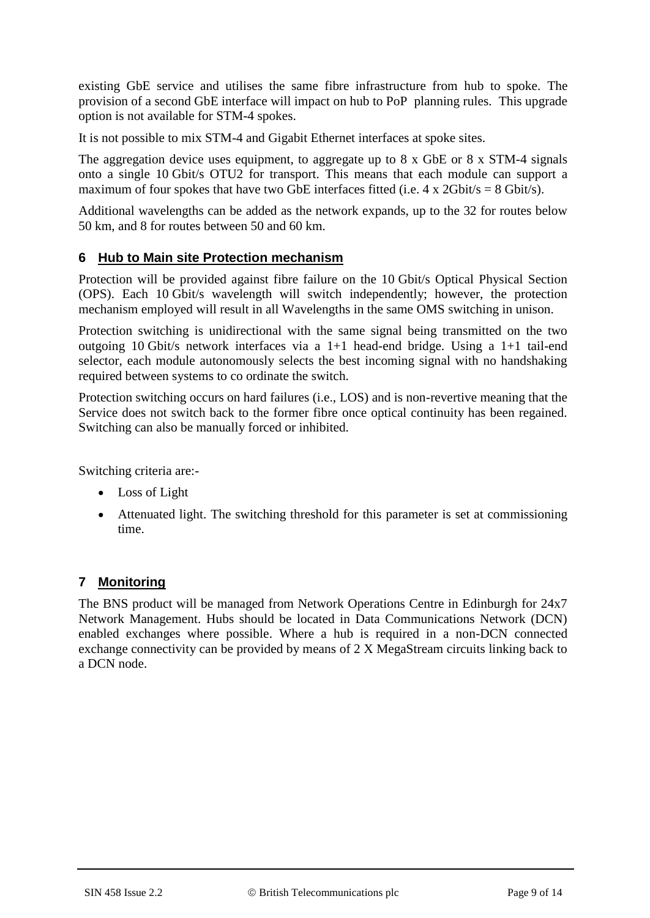existing GbE service and utilises the same fibre infrastructure from hub to spoke. The provision of a second GbE interface will impact on hub to PoP planning rules. This upgrade option is not available for STM-4 spokes.

It is not possible to mix STM-4 and Gigabit Ethernet interfaces at spoke sites.

The aggregation device uses equipment, to aggregate up to 8 x GbE or 8 x STM-4 signals onto a single 10 Gbit/s OTU2 for transport. This means that each module can support a maximum of four spokes that have two GbE interfaces fitted (i.e. 4 x 2Gbit/s = 8 Gbit/s).

Additional wavelengths can be added as the network expands, up to the 32 for routes below 50 km, and 8 for routes between 50 and 60 km.

## 6 Hub to Main site Protection mechanism

Protection will be provided against fibre failure on the 10 Gbit/s Optical Physical Section (OPS). Each 10 Gbit/s wavelength will switch independently; however, the protection mechanism employed will result in all Wavelengths in the same OMS switching in unison.

Protection switching is unidirectional with the same signal being transmitted on the two outgoing 10 Gbit/s network interfaces via a 1+1 head-end bridge. Using a 1+1 tail-end selector, each module autonomously selects the best incoming signal with no handshaking required between systems to co ordinate the switch.

Protection switching occurs on hard failures (i.e., LOS) and is non-revertive meaning that the Service does not switch back to the former fibre once optical continuity has been regained. Switching can also be manually forced or inhibited.

Switching criteria are:-

- Loss of Light
- Attenuated light. The switching threshold for this parameter is set at commissioning time.

## 7 Monitoring

The BNS product will be managed from Network Operations Centre in Edinburgh for 24x7 Network Management. Hubs should be located in Data Communications Network (DCN) enabled exchanges where possible. Where a hub is required in a non-DCN connected exchange connectivity can be provided by means of 2 X MegaStream circuits linking back to a DCN node.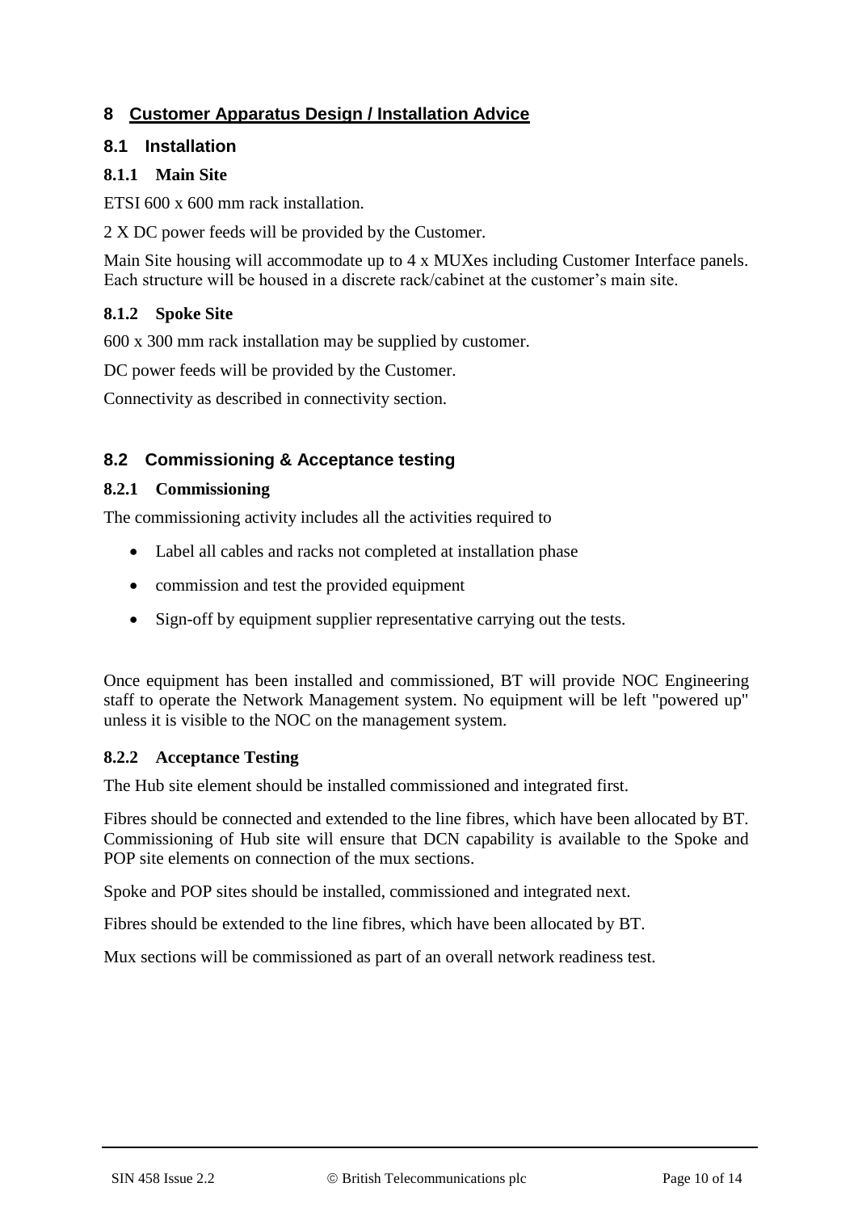# 8 Customer Apparatus Design / Installation Advice

## 8.1 Installation

### 8.1.1 Main Site

ETSI 600 x 600 mm rack installation.

2 X DC power feeds will be provided by the Customer.

Main Site housing will accommodate up to 4 x MUXes including Customer Interface panels. Each structure will be housed in a discrete rack/cabinet at the customer's main site.

### 8.1.2 Spoke Site

600 x 300 mm rack installation may be supplied by customer.

DC power feeds will be provided by the Customer.

Connectivity as described in connectivity section.

## 8.2 Commissioning & Acceptance testing

### 8.2.1 Commissioning

The commissioning activity includes all the activities required to

- Label all cables and racks not completed at installation phase
- commission and test the provided equipment
- Sign-off by equipment supplier representative carrying out the tests.

Once equipment has been installed and commissioned, BT will provide NOC Engineering staff to operate the Network Management system. No equipment will be left "powered up" unless it is visible to the NOC on the management system.

### 8.2.2 Acceptance Testing

The Hub site element should be installed commissioned and integrated first.

Fibres should be connected and extended to the line fibres, which have been allocated by BT. Commissioning of Hub site will ensure that DCN capability is available to the Spoke and POP site elements on connection of the mux sections.

Spoke and POP sites should be installed, commissioned and integrated next.

Fibres should be extended to the line fibres, which have been allocated by BT.

Mux sections will be commissioned as part of an overall network readiness test.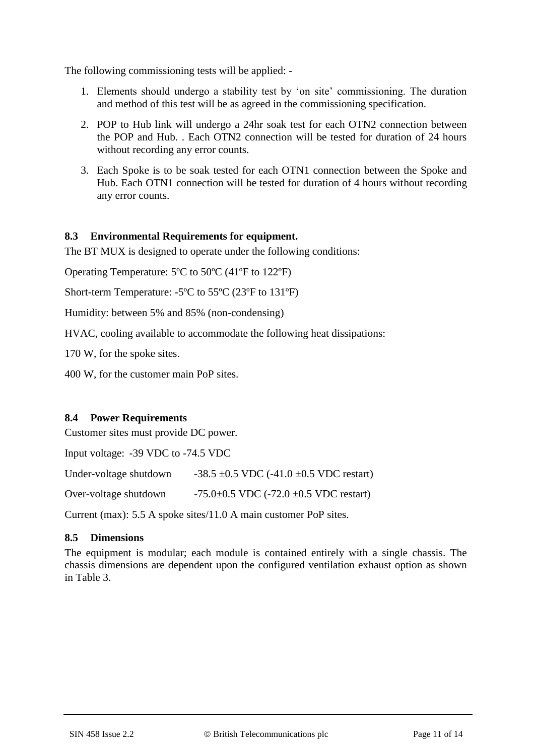The following commissioning tests will be applied: -

1. Elements should undergo a stability test by 'on site' commissioning. The duration and method of this test will be as agreed in the commissioning specification.
2. POP to Hub link will undergo a 24hr soak test for each OTN2 connection between the POP and Hub. . Each OTN2 connection will be tested for duration of 24 hours without recording any error counts.
3. Each Spoke is to be soak tested for each OTN1 connection between the Spoke and Hub. Each OTN1 connection will be tested for duration of 4 hours without recording any error counts.

### 8.3 Environmental Requirements for equipment.

The BT MUX is designed to operate under the following conditions:

Operating Temperature: 5ºC to 50ºC (41ºF to 122ºF)

Short-term Temperature: -5ºC to 55ºC (23ºF to 131ºF)

Humidity: between 5% and 85% (non-condensing)

HVAC, cooling available to accommodate the following heat dissipations:

170 W, for the spoke sites.

400 W, for the customer main PoP sites.

### 8.4 Power Requirements

Customer sites must provide DC power.

Input voltage: -39 VDC to -74.5 VDC

Under-voltage shutdown -38.5 ±0.5 VDC (-41.0 ±0.5 VDC restart)

Over-voltage shutdown -75.0±0.5 VDC (-72.0 ±0.5 VDC restart)

Current (max): 5.5 A spoke sites/11.0 A main customer PoP sites.

### 8.5 Dimensions

The equipment is modular; each module is contained entirely with a single chassis. The chassis dimensions are dependent upon the configured ventilation exhaust option as shown in Table 3.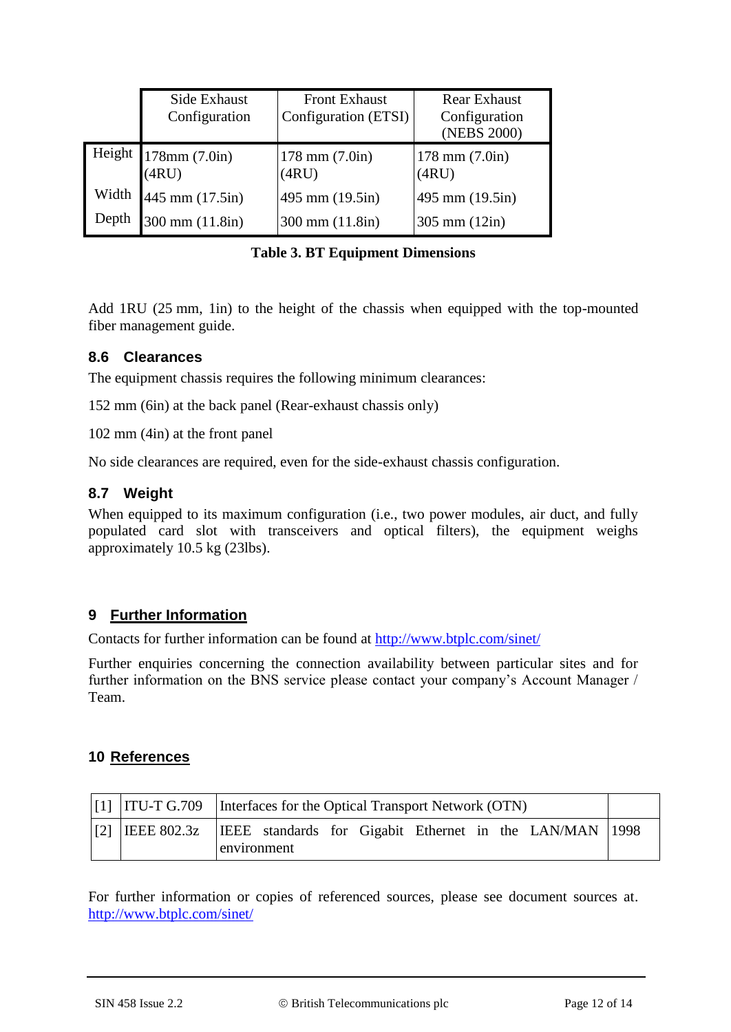| | Side Exhaust Configuration | Front Exhaust Configuration (ETSI) | Rear Exhaust Configuration (NEBS 2000) |
|---|---|---|---|
| Height | 178mm (7.0in) (4RU) | 178 mm (7.0in) (4RU) | 178 mm (7.0in) (4RU) |
| Width | 445 mm (17.5in) | 495 mm (19.5in) | 495 mm (19.5in) |
| Depth | 300 mm (11.8in) | 300 mm (11.8in) | 305 mm (12in) |

**Table 3. BT Equipment Dimensions**

Add 1RU (25 mm, 1in) to the height of the chassis when equipped with the top-mounted fiber management guide.

### 8.6 Clearances

The equipment chassis requires the following minimum clearances:

152 mm (6in) at the back panel (Rear-exhaust chassis only)

102 mm (4in) at the front panel

No side clearances are required, even for the side-exhaust chassis configuration.

### 8.7 Weight

When equipped to its maximum configuration (i.e., two power modules, air duct, and fully populated card slot with transceivers and optical filters), the equipment weighs approximately 10.5 kg (23lbs).

## 9 Further Information

Contacts for further information can be found at http://www.btplc.com/sinet/

Further enquiries concerning the connection availability between particular sites and for further information on the BNS service please contact your company's Account Manager / Team.

## 10 References

| | | | |
|---|---|---|---|
| [1] | ITU-T G.709 | Interfaces for the Optical Transport Network (OTN) | |
| [2] | IEEE 802.3z | IEEE standards for Gigabit Ethernet in the LAN/MAN environment | 1998 |

For further information or copies of referenced sources, please see document sources at. http://www.btplc.com/sinet/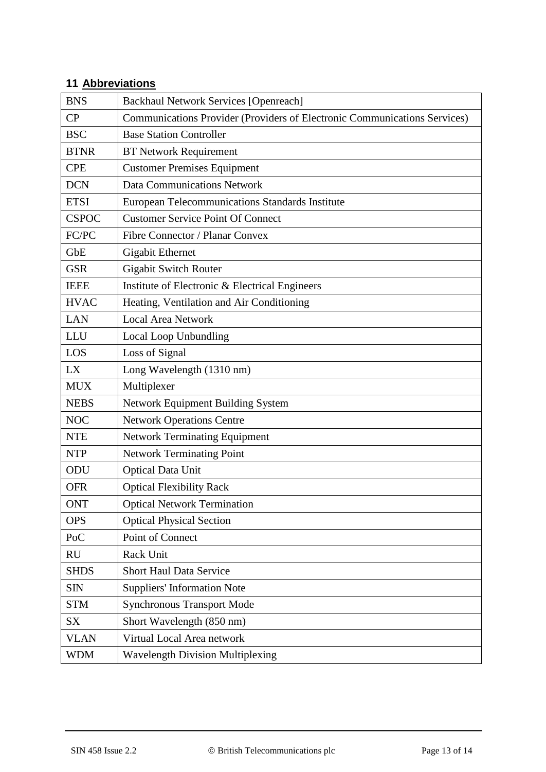## 11 Abbreviations

| | |
|---|---|
| BNS | Backhaul Network Services [Openreach] |
| CP | Communications Provider (Providers of Electronic Communications Services) |
| BSC | Base Station Controller |
| BTNR | BT Network Requirement |
| CPE | Customer Premises Equipment |
| DCN | Data Communications Network |
| ETSI | European Telecommunications Standards Institute |
| CSPOC | Customer Service Point Of Connect |
| FC/PC | Fibre Connector / Planar Convex |
| GbE | Gigabit Ethernet |
| GSR | Gigabit Switch Router |
| IEEE | Institute of Electronic & Electrical Engineers |
| HVAC | Heating, Ventilation and Air Conditioning |
| LAN | Local Area Network |
| LLU | Local Loop Unbundling |
| LOS | Loss of Signal |
| LX | Long Wavelength (1310 nm) |
| MUX | Multiplexer |
| NEBS | Network Equipment Building System |
| NOC | Network Operations Centre |
| NTE | Network Terminating Equipment |
| NTP | Network Terminating Point |
| ODU | Optical Data Unit |
| OFR | Optical Flexibility Rack |
| ONT | Optical Network Termination |
| OPS | Optical Physical Section |
| PoC | Point of Connect |
| RU | Rack Unit |
| SHDS | Short Haul Data Service |
| SIN | Suppliers' Information Note |
| STM | Synchronous Transport Mode |
| SX | Short Wavelength (850 nm) |
| VLAN | Virtual Local Area network |
| WDM | Wavelength Division Multiplexing |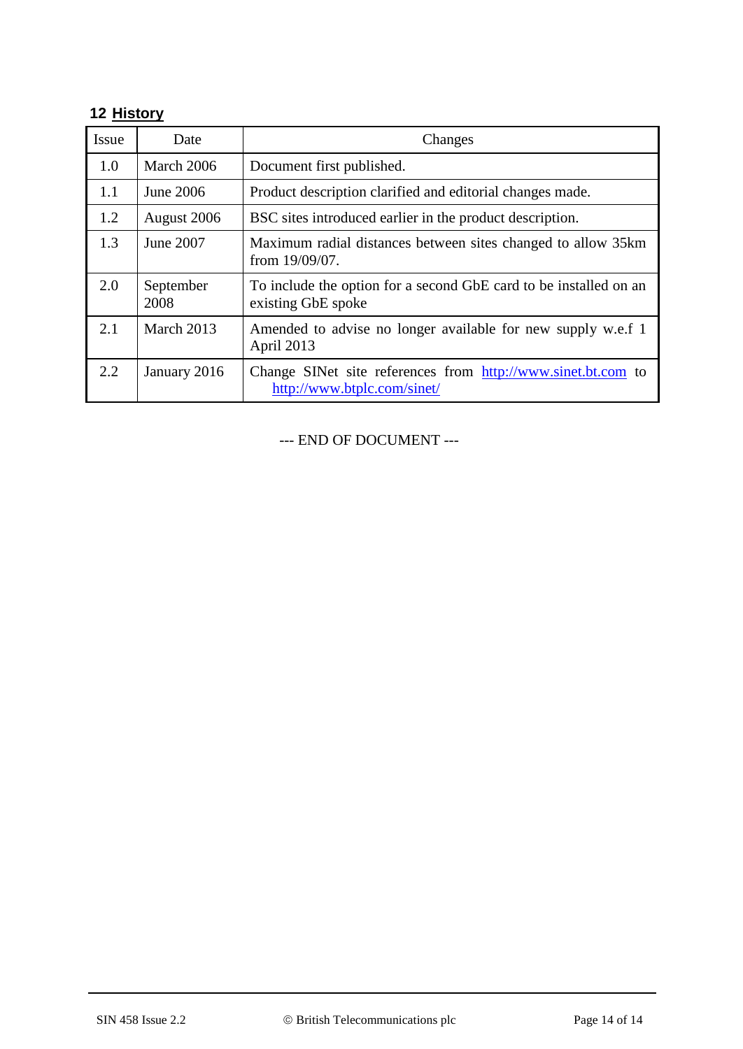## 12 History

| Issue | Date | Changes |
|---|---|---|
| 1.0 | March 2006 | Document first published. |
| 1.1 | June 2006 | Product description clarified and editorial changes made. |
| 1.2 | August 2006 | BSC sites introduced earlier in the product description. |
| 1.3 | June 2007 | Maximum radial distances between sites changed to allow 35km from 19/09/07. |
| 2.0 | September 2008 | To include the option for a second GbE card to be installed on an existing GbE spoke |
| 2.1 | March 2013 | Amended to advise no longer available for new supply w.e.f 1 April 2013 |
| 2.2 | January 2016 | Change SINet site references from http://www.sinet.bt.com to http://www.btplc.com/sinet/ |

--- END OF DOCUMENT ---